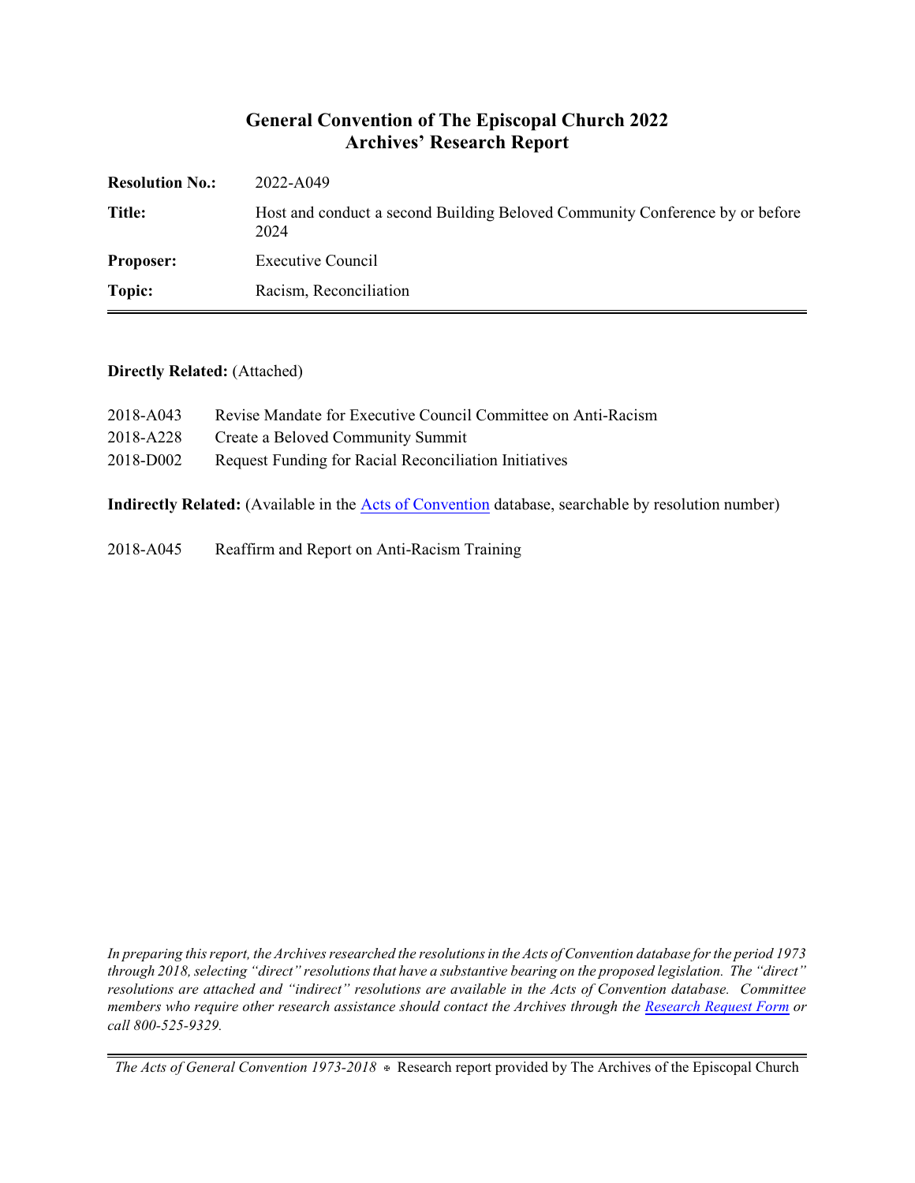# General Convention of The Episcopal Church 2022
## Archives' Research Report

| | |
|---|---|
| **Resolution No.:** | 2022-A049 |
| **Title:** | Host and conduct a second Building Beloved Community Conference by or before 2024 |
| **Proposer:** | Executive Council |
| **Topic:** | Racism, Reconciliation |

**Directly Related:** (Attached)

2018-A043 Revise Mandate for Executive Council Committee on Anti-Racism
2018-A228 Create a Beloved Community Summit
2018-D002 Request Funding for Racial Reconciliation Initiatives

**Indirectly Related:** (Available in the Acts of Convention database, searchable by resolution number)

2018-A045 Reaffirm and Report on Anti-Racism Training

*In preparing this report, the Archives researched the resolutions in the Acts of Convention database for the period 1973 through 2018, selecting "direct" resolutions that have a substantive bearing on the proposed legislation. The "direct" resolutions are attached and "indirect" resolutions are available in the Acts of Convention database. Committee members who require other research assistance should contact the Archives through the Research Request Form or call 800-525-9329.*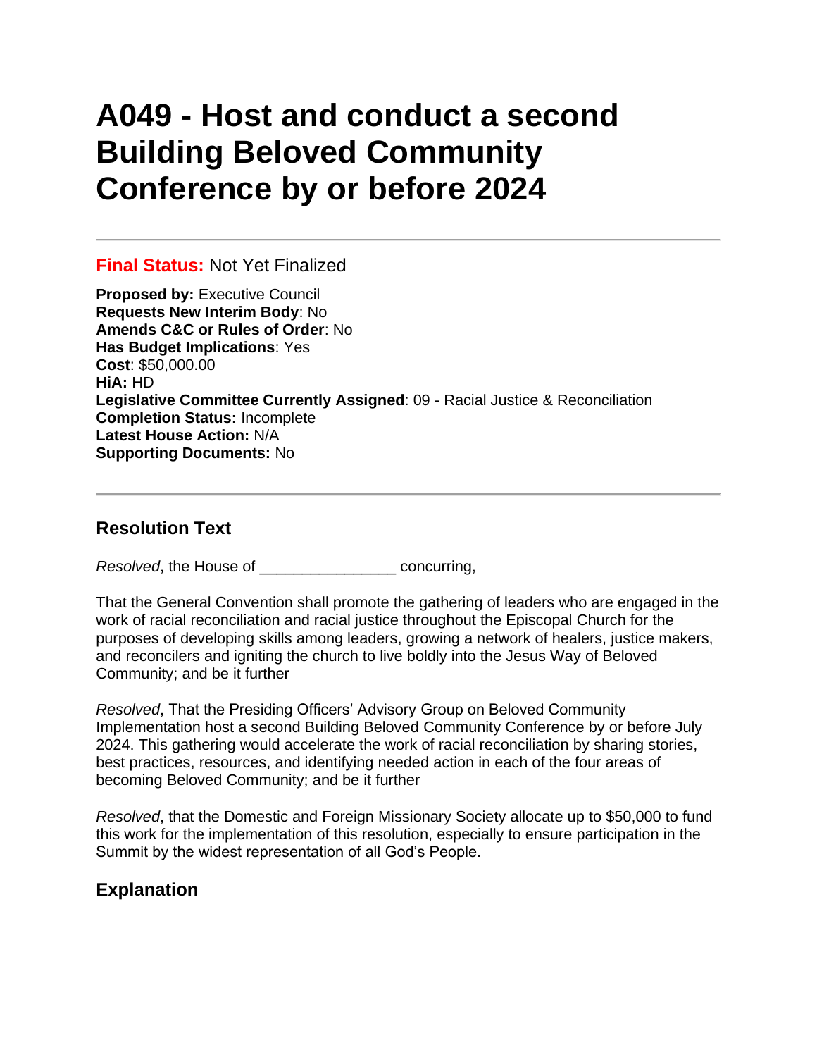# A049 - Host and conduct a second Building Beloved Community Conference by or before 2024

---

**Final Status:** Not Yet Finalized

**Proposed by:** Executive Council
**Requests New Interim Body**: No
**Amends C&C or Rules of Order**: No
**Has Budget Implications**: Yes
**Cost**: $50,000.00
**HiA:** HD
**Legislative Committee Currently Assigned**: 09 - Racial Justice & Reconciliation
**Completion Status:** Incomplete
**Latest House Action:** N/A
**Supporting Documents:** No

---

## Resolution Text

*Resolved*, the House of _______________ concurring,

That the General Convention shall promote the gathering of leaders who are engaged in the work of racial reconciliation and racial justice throughout the Episcopal Church for the purposes of developing skills among leaders, growing a network of healers, justice makers, and reconcilers and igniting the church to live boldly into the Jesus Way of Beloved Community; and be it further

*Resolved*, That the Presiding Officers' Advisory Group on Beloved Community Implementation host a second Building Beloved Community Conference by or before July 2024. This gathering would accelerate the work of racial reconciliation by sharing stories, best practices, resources, and identifying needed action in each of the four areas of becoming Beloved Community; and be it further

*Resolved*, that the Domestic and Foreign Missionary Society allocate up to $50,000 to fund this work for the implementation of this resolution, especially to ensure participation in the Summit by the widest representation of all God's People.

## Explanation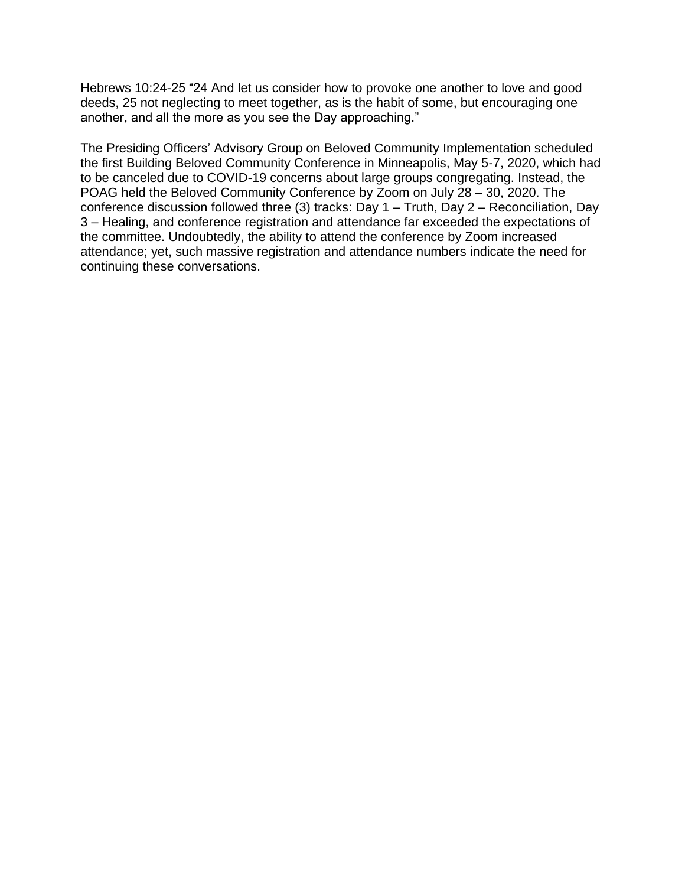Hebrews 10:24-25 “24 And let us consider how to provoke one another to love and good deeds, 25 not neglecting to meet together, as is the habit of some, but encouraging one another, and all the more as you see the Day approaching.”

The Presiding Officers’ Advisory Group on Beloved Community Implementation scheduled the first Building Beloved Community Conference in Minneapolis, May 5-7, 2020, which had to be canceled due to COVID-19 concerns about large groups congregating. Instead, the POAG held the Beloved Community Conference by Zoom on July 28 – 30, 2020. The conference discussion followed three (3) tracks: Day 1 – Truth, Day 2 – Reconciliation, Day 3 – Healing, and conference registration and attendance far exceeded the expectations of the committee. Undoubtedly, the ability to attend the conference by Zoom increased attendance; yet, such massive registration and attendance numbers indicate the need for continuing these conversations.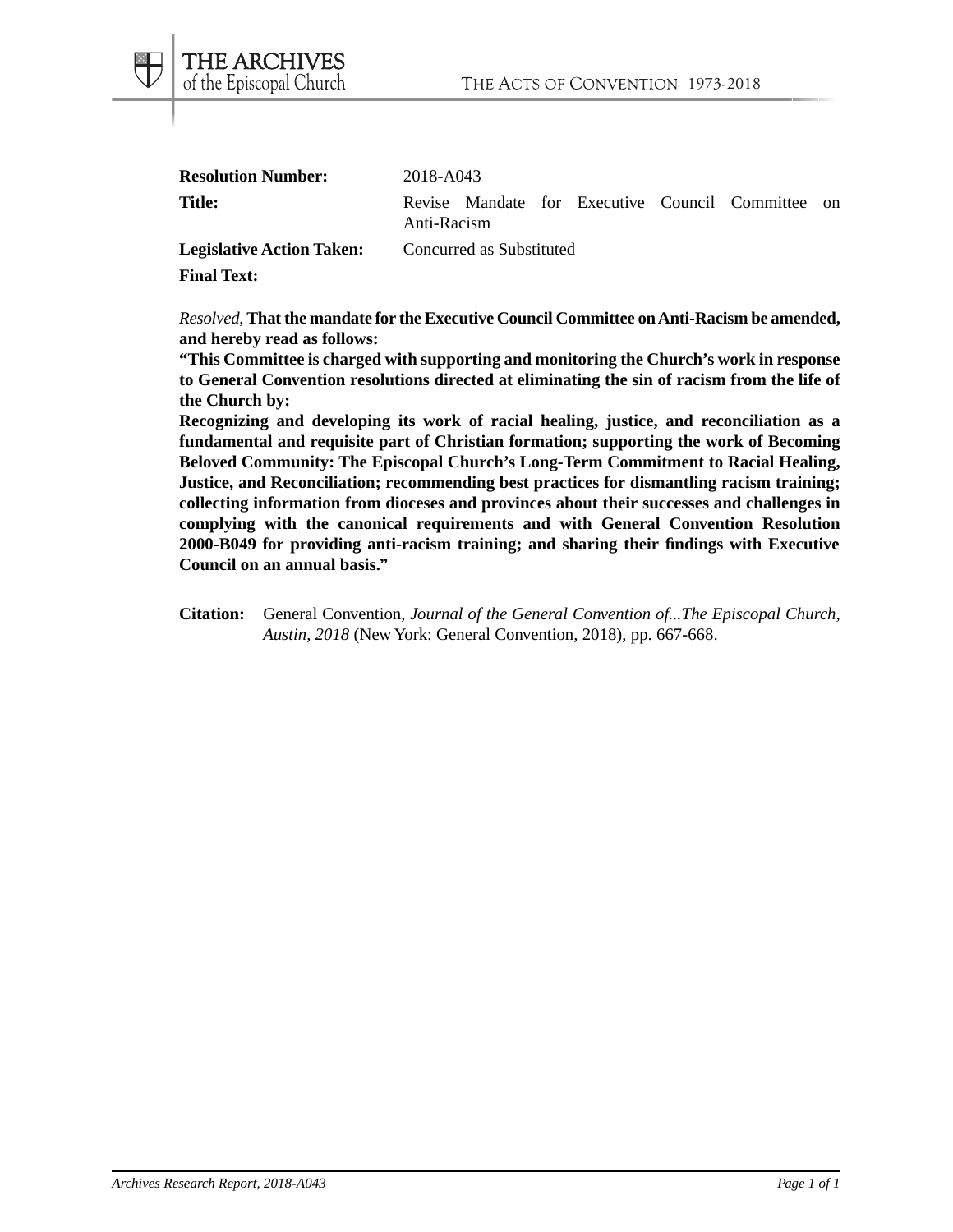**Resolution Number:** 2018-A043

**Title:** Revise Mandate for Executive Council Committee on Anti-Racism

**Legislative Action Taken:** Concurred as Substituted

**Final Text:**

*Resolved*, **That the mandate for the Executive Council Committee on Anti-Racism be amended, and hereby read as follows:**

**"This Committee is charged with supporting and monitoring the Church's work in response to General Convention resolutions directed at eliminating the sin of racism from the life of the Church by:**

**Recognizing and developing its work of racial healing, justice, and reconciliation as a fundamental and requisite part of Christian formation; supporting the work of Becoming Beloved Community: The Episcopal Church's Long-Term Commitment to Racial Healing, Justice, and Reconciliation; recommending best practices for dismantling racism training; collecting information from dioceses and provinces about their successes and challenges in complying with the canonical requirements and with General Convention Resolution 2000-B049 for providing anti-racism training; and sharing their findings with Executive Council on an annual basis."**

**Citation:** General Convention, *Journal of the General Convention of...The Episcopal Church, Austin, 2018* (New York: General Convention, 2018), pp. 667-668.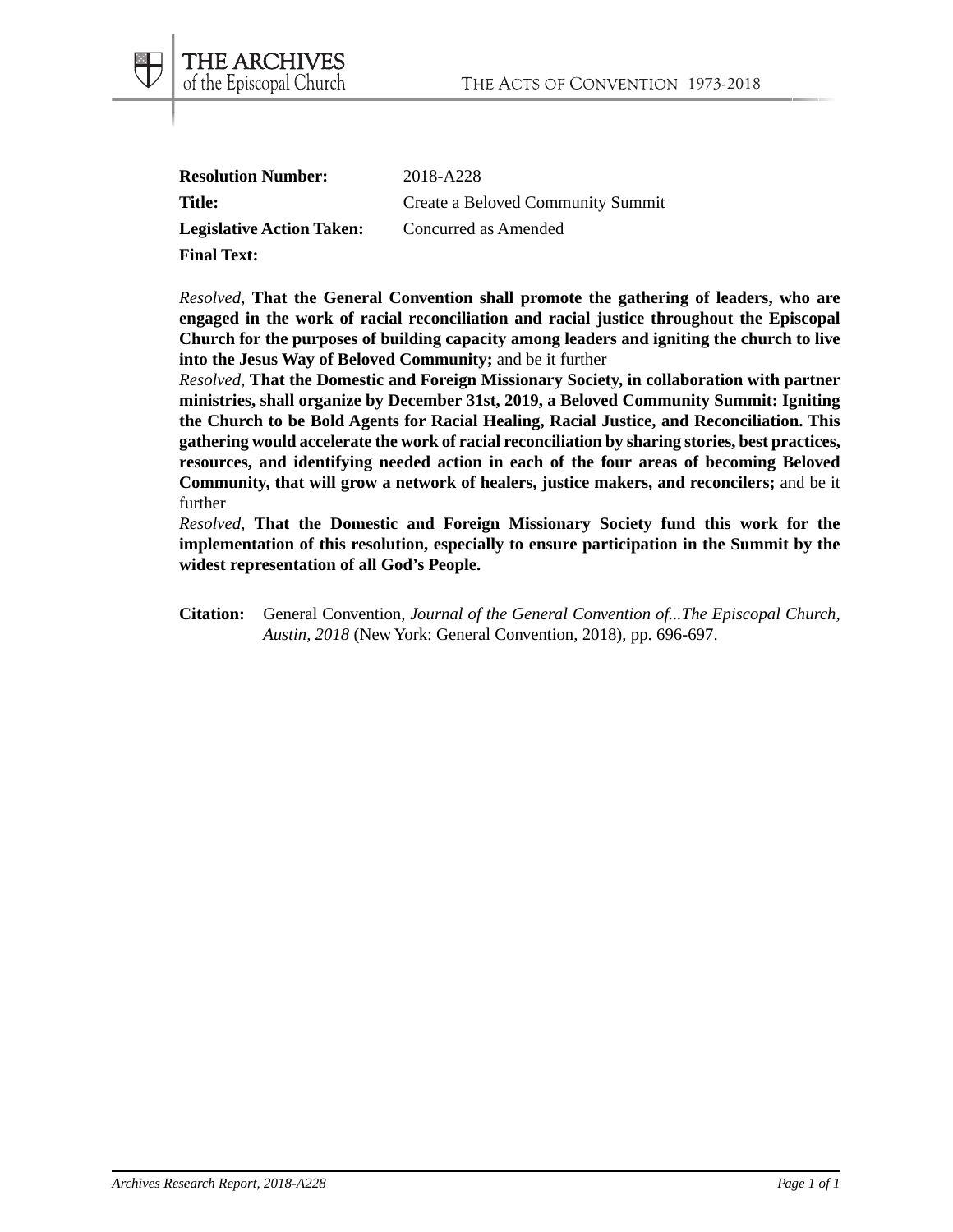**Resolution Number:** 2018-A228

**Title:** Create a Beloved Community Summit

**Legislative Action Taken:** Concurred as Amended

**Final Text:**

*Resolved,* **That the General Convention shall promote the gathering of leaders, who are engaged in the work of racial reconciliation and racial justice throughout the Episcopal Church for the purposes of building capacity among leaders and igniting the church to live into the Jesus Way of Beloved Community;** and be it further

*Resolved,* **That the Domestic and Foreign Missionary Society, in collaboration with partner ministries, shall organize by December 31st, 2019, a Beloved Community Summit: Igniting the Church to be Bold Agents for Racial Healing, Racial Justice, and Reconciliation. This gathering would accelerate the work of racial reconciliation by sharing stories, best practices, resources, and identifying needed action in each of the four areas of becoming Beloved Community, that will grow a network of healers, justice makers, and reconcilers;** and be it further

*Resolved,* **That the Domestic and Foreign Missionary Society fund this work for the implementation of this resolution, especially to ensure participation in the Summit by the widest representation of all God's People.**

**Citation:** General Convention, *Journal of the General Convention of...The Episcopal Church, Austin, 2018* (New York: General Convention, 2018), pp. 696-697.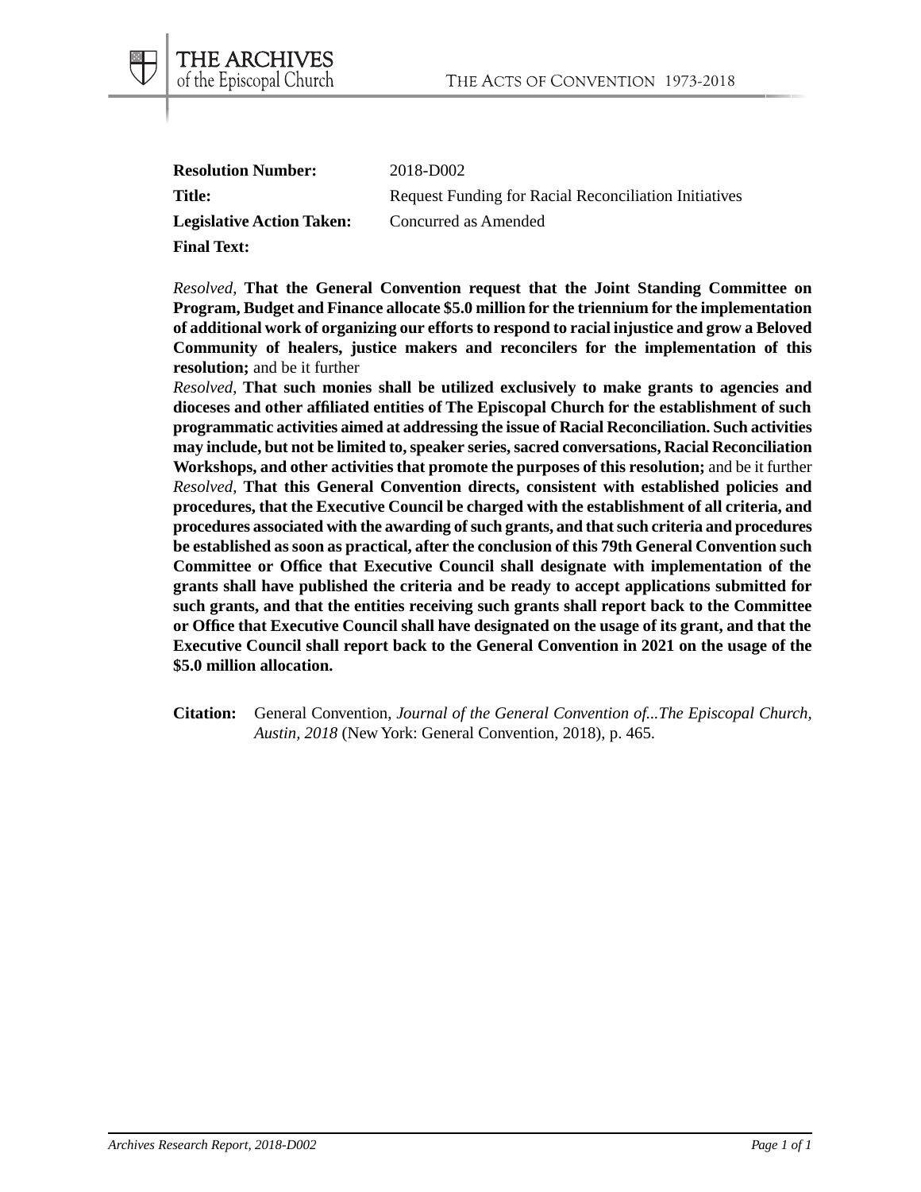**Resolution Number:** 2018-D002

**Title:** Request Funding for Racial Reconciliation Initiatives

**Legislative Action Taken:** Concurred as Amended

**Final Text:**

*Resolved,* **That the General Convention request that the Joint Standing Committee on Program, Budget and Finance allocate $5.0 million for the triennium for the implementation of additional work of organizing our efforts to respond to racial injustice and grow a Beloved Community of healers, justice makers and reconcilers for the implementation of this resolution;** and be it further

*Resolved,* **That such monies shall be utilized exclusively to make grants to agencies and dioceses and other affiliated entities of The Episcopal Church for the establishment of such programmatic activities aimed at addressing the issue of Racial Reconciliation. Such activities may include, but not be limited to, speaker series, sacred conversations, Racial Reconciliation Workshops, and other activities that promote the purposes of this resolution;** and be it further

*Resolved,* **That this General Convention directs, consistent with established policies and procedures, that the Executive Council be charged with the establishment of all criteria, and procedures associated with the awarding of such grants, and that such criteria and procedures be established as soon as practical, after the conclusion of this 79th General Convention such Committee or Office that Executive Council shall designate with implementation of the grants shall have published the criteria and be ready to accept applications submitted for such grants, and that the entities receiving such grants shall report back to the Committee or Office that Executive Council shall have designated on the usage of its grant, and that the Executive Council shall report back to the General Convention in 2021 on the usage of the $5.0 million allocation.**

**Citation:** General Convention, *Journal of the General Convention of...The Episcopal Church, Austin, 2018* (New York: General Convention, 2018), p. 465.